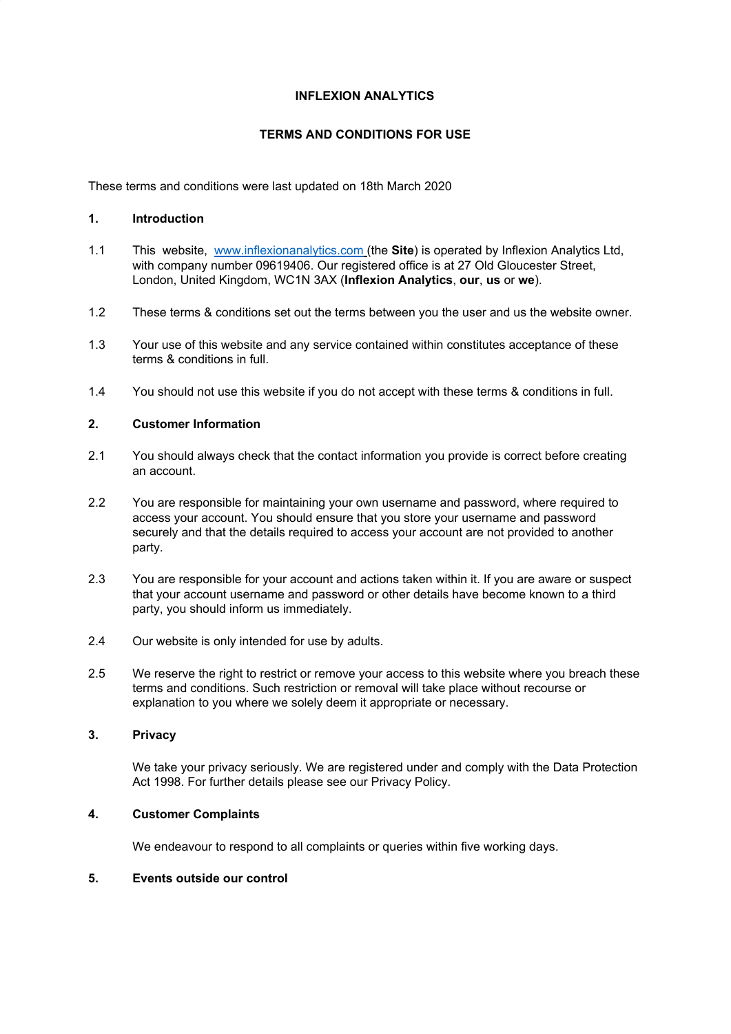**INFLEXION ANALYTICS**

**TERMS AND CONDITIONS FOR USE**

These terms and conditions were last updated on 18th March 2020

**1. Introduction**

1.1 This website, [www.inflexionanalytics.com](http://www.inflexionanalytics.com) (the **Site**) is operated by Inflexion Analytics Ltd, with company number 09619406. Our registered office is at 27 Old Gloucester Street, London, United Kingdom, WC1N 3AX (**Inflexion Analytics**, **our**, **us** or **we**).

1.2 These terms & conditions set out the terms between you the user and us the website owner.

1.3 Your use of this website and any service contained within constitutes acceptance of these terms & conditions in full.

1.4 You should not use this website if you do not accept with these terms & conditions in full.

**2. Customer Information**

2.1 You should always check that the contact information you provide is correct before creating an account.

2.2 You are responsible for maintaining your own username and password, where required to access your account. You should ensure that you store your username and password securely and that the details required to access your account are not provided to another party.

2.3 You are responsible for your account and actions taken within it. If you are aware or suspect that your account username and password or other details have become known to a third party, you should inform us immediately.

2.4 Our website is only intended for use by adults.

2.5 We reserve the right to restrict or remove your access to this website where you breach these terms and conditions. Such restriction or removal will take place without recourse or explanation to you where we solely deem it appropriate or necessary.

**3. Privacy**

We take your privacy seriously. We are registered under and comply with the Data Protection Act 1998. For further details please see our Privacy Policy.

**4. Customer Complaints**

We endeavour to respond to all complaints or queries within five working days.

**5. Events outside our control**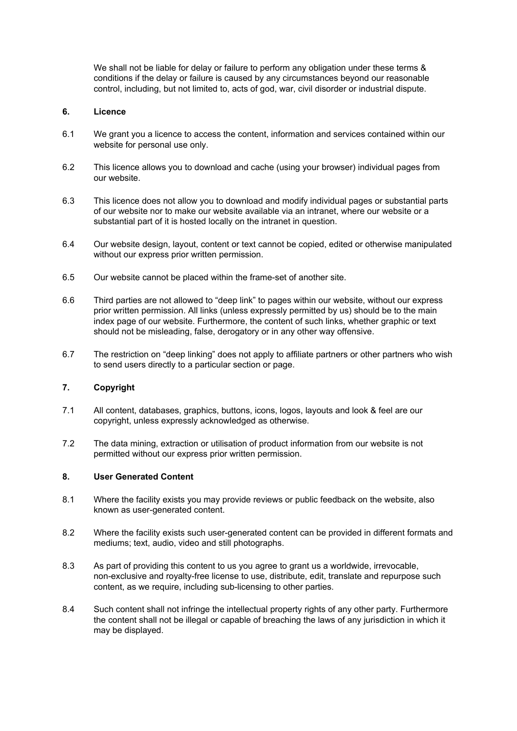We shall not be liable for delay or failure to perform any obligation under these terms & conditions if the delay or failure is caused by any circumstances beyond our reasonable control, including, but not limited to, acts of god, war, civil disorder or industrial dispute.

## 6. Licence

6.1 We grant you a licence to access the content, information and services contained within our website for personal use only.

6.2 This licence allows you to download and cache (using your browser) individual pages from our website.

6.3 This licence does not allow you to download and modify individual pages or substantial parts of our website nor to make our website available via an intranet, where our website or a substantial part of it is hosted locally on the intranet in question.

6.4 Our website design, layout, content or text cannot be copied, edited or otherwise manipulated without our express prior written permission.

6.5 Our website cannot be placed within the frame-set of another site.

6.6 Third parties are not allowed to “deep link” to pages within our website, without our express prior written permission. All links (unless expressly permitted by us) should be to the main index page of our website. Furthermore, the content of such links, whether graphic or text should not be misleading, false, derogatory or in any other way offensive.

6.7 The restriction on “deep linking” does not apply to affiliate partners or other partners who wish to send users directly to a particular section or page.

## 7. Copyright

7.1 All content, databases, graphics, buttons, icons, logos, layouts and look & feel are our copyright, unless expressly acknowledged as otherwise.

7.2 The data mining, extraction or utilisation of product information from our website is not permitted without our express prior written permission.

## 8. User Generated Content

8.1 Where the facility exists you may provide reviews or public feedback on the website, also known as user-generated content.

8.2 Where the facility exists such user-generated content can be provided in different formats and mediums; text, audio, video and still photographs.

8.3 As part of providing this content to us you agree to grant us a worldwide, irrevocable, non-exclusive and royalty-free license to use, distribute, edit, translate and repurpose such content, as we require, including sub-licensing to other parties.

8.4 Such content shall not infringe the intellectual property rights of any other party. Furthermore the content shall not be illegal or capable of breaching the laws of any jurisdiction in which it may be displayed.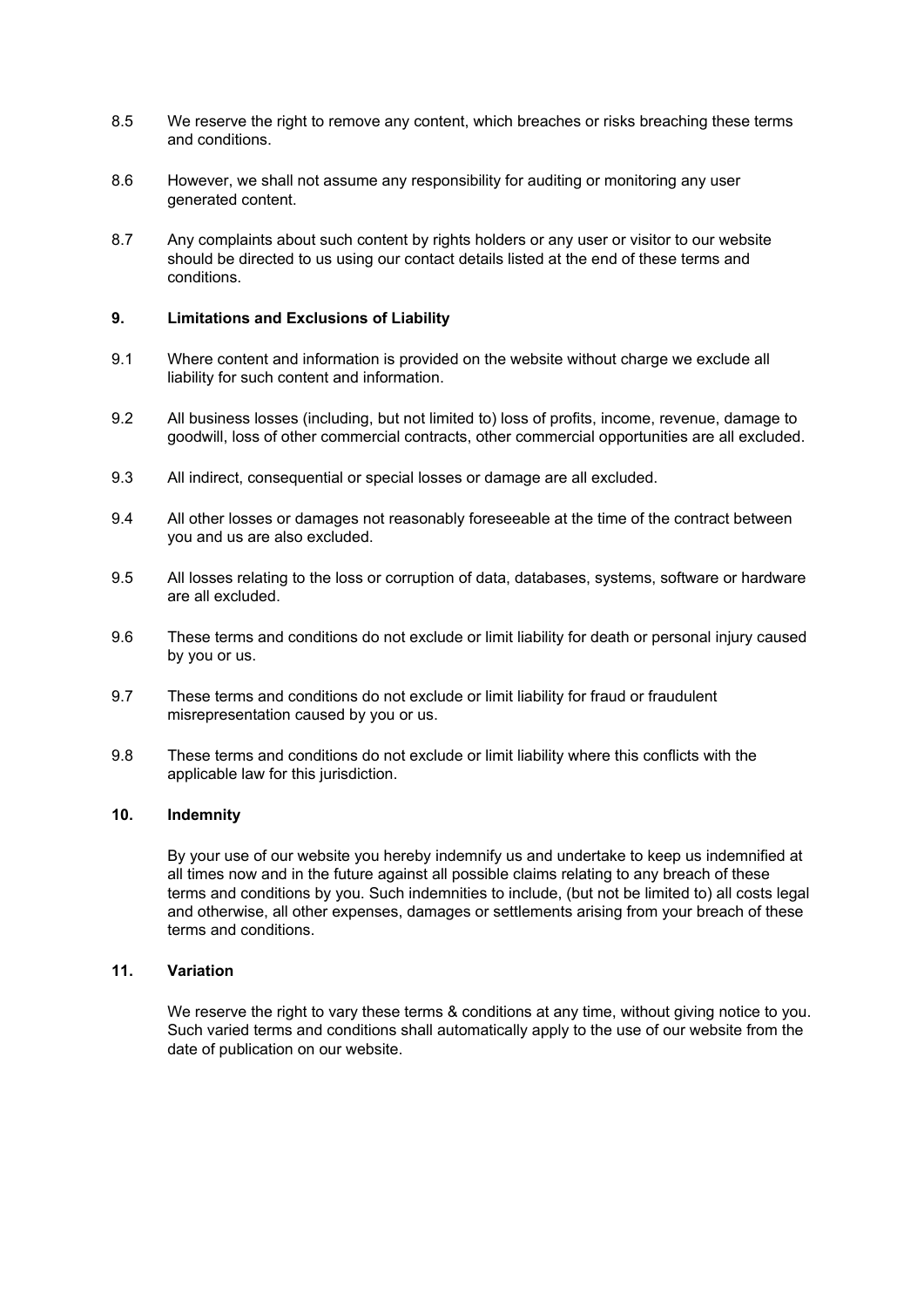8.5 We reserve the right to remove any content, which breaches or risks breaching these terms and conditions.

8.6 However, we shall not assume any responsibility for auditing or monitoring any user generated content.

8.7 Any complaints about such content by rights holders or any user or visitor to our website should be directed to us using our contact details listed at the end of these terms and conditions.

## 9. Limitations and Exclusions of Liability

9.1 Where content and information is provided on the website without charge we exclude all liability for such content and information.

9.2 All business losses (including, but not limited to) loss of profits, income, revenue, damage to goodwill, loss of other commercial contracts, other commercial opportunities are all excluded.

9.3 All indirect, consequential or special losses or damage are all excluded.

9.4 All other losses or damages not reasonably foreseeable at the time of the contract between you and us are also excluded.

9.5 All losses relating to the loss or corruption of data, databases, systems, software or hardware are all excluded.

9.6 These terms and conditions do not exclude or limit liability for death or personal injury caused by you or us.

9.7 These terms and conditions do not exclude or limit liability for fraud or fraudulent misrepresentation caused by you or us.

9.8 These terms and conditions do not exclude or limit liability where this conflicts with the applicable law for this jurisdiction.

## 10. Indemnity

By your use of our website you hereby indemnify us and undertake to keep us indemnified at all times now and in the future against all possible claims relating to any breach of these terms and conditions by you. Such indemnities to include, (but not be limited to) all costs legal and otherwise, all other expenses, damages or settlements arising from your breach of these terms and conditions.

## 11. Variation

We reserve the right to vary these terms & conditions at any time, without giving notice to you. Such varied terms and conditions shall automatically apply to the use of our website from the date of publication on our website.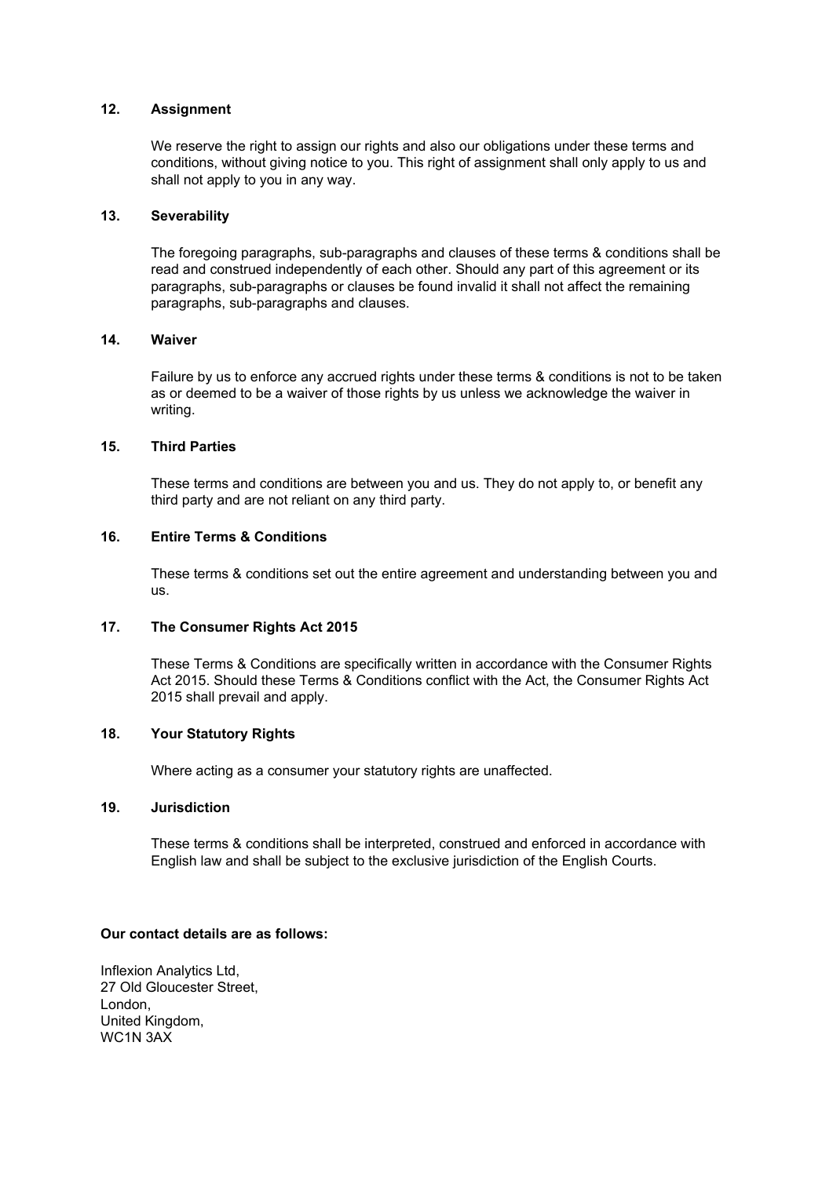## 12. Assignment

We reserve the right to assign our rights and also our obligations under these terms and conditions, without giving notice to you. This right of assignment shall only apply to us and shall not apply to you in any way.

## 13. Severability

The foregoing paragraphs, sub-paragraphs and clauses of these terms & conditions shall be read and construed independently of each other. Should any part of this agreement or its paragraphs, sub-paragraphs or clauses be found invalid it shall not affect the remaining paragraphs, sub-paragraphs and clauses.

## 14. Waiver

Failure by us to enforce any accrued rights under these terms & conditions is not to be taken as or deemed to be a waiver of those rights by us unless we acknowledge the waiver in writing.

## 15. Third Parties

These terms and conditions are between you and us. They do not apply to, or benefit any third party and are not reliant on any third party.

## 16. Entire Terms & Conditions

These terms & conditions set out the entire agreement and understanding between you and us.

## 17. The Consumer Rights Act 2015

These Terms & Conditions are specifically written in accordance with the Consumer Rights Act 2015. Should these Terms & Conditions conflict with the Act, the Consumer Rights Act 2015 shall prevail and apply.

## 18. Your Statutory Rights

Where acting as a consumer your statutory rights are unaffected.

## 19. Jurisdiction

These terms & conditions shall be interpreted, construed and enforced in accordance with English law and shall be subject to the exclusive jurisdiction of the English Courts.

**Our contact details are as follows:**

Inflexion Analytics Ltd,  
27 Old Gloucester Street,  
London,  
United Kingdom,  
WC1N 3AX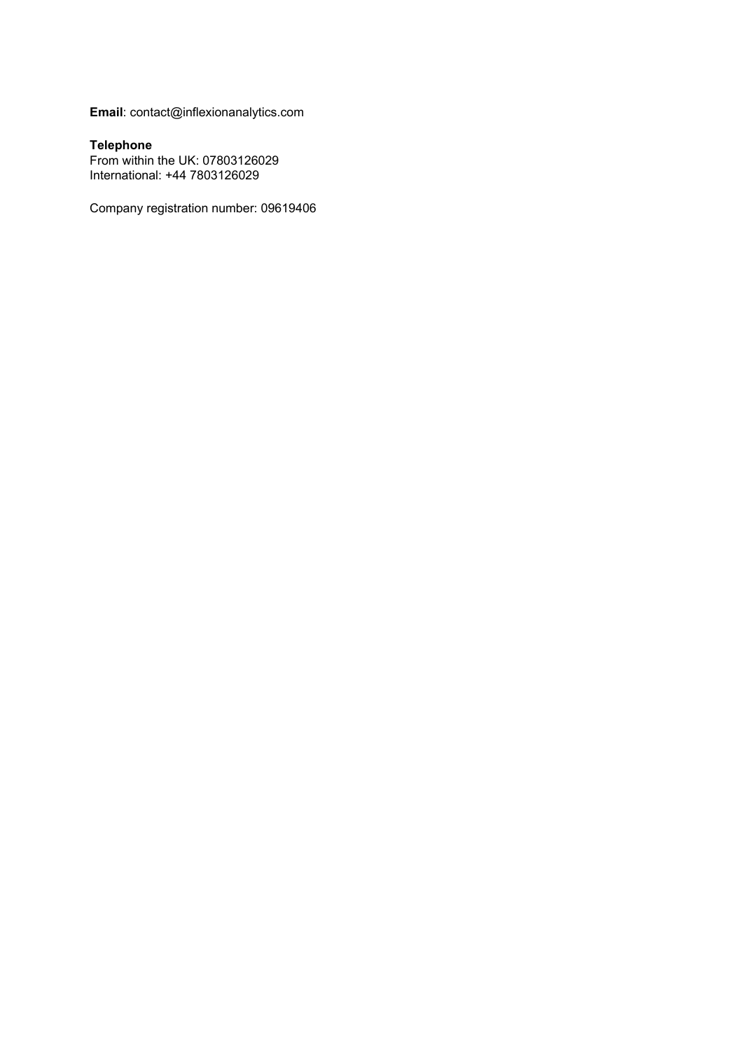**Email**: contact@inflexionanalytics.com

**Telephone**
From within the UK: 07803126029
International: +44 7803126029

Company registration number: 09619406